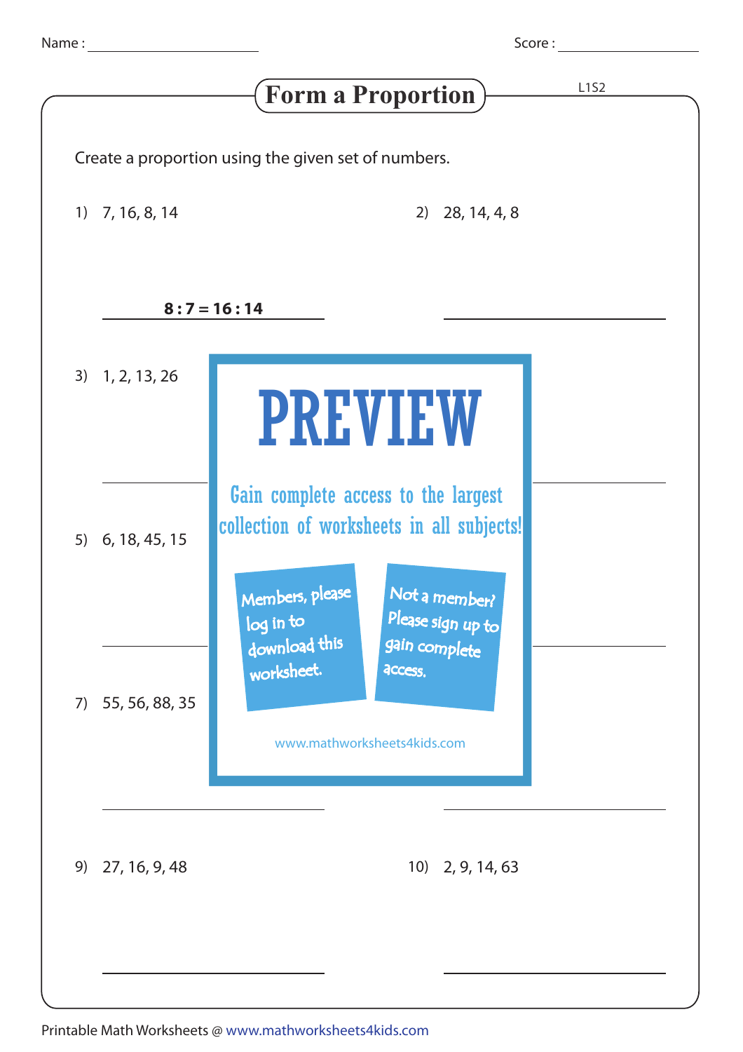Name : ____________ Score : ____________

# Form a Proportion

L1S2

Create a proportion using the given set of numbers.

1) 7, 16, 8, 14

**8 : 7 = 16 : 14**

2) 28, 14, 4, 8

______________

3) 1, 2, 13, 26

______________

5) 6, 18, 45, 15

______________

7) 55, 56, 88, 35

______________

PREVIEW

Gain complete access to the largest collection of worksheets in all subjects!

Members, please log in to download this worksheet.

Not a member? Please sign up to gain complete access.

www.mathworksheets4kids.com

9) 27, 16, 9, 48

______________

10) 2, 9, 14, 63

______________

Printable Math Worksheets @ www.mathworksheets4kids.com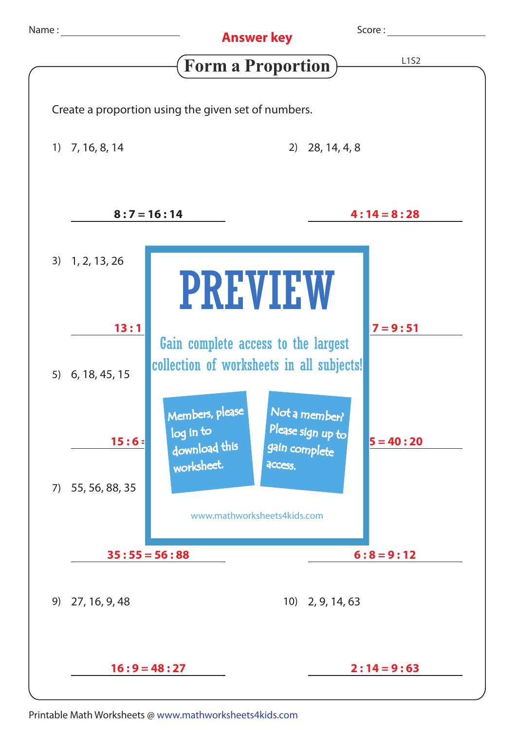Name : ____________________ **Answer key** Score : ____________________

# Form a Proportion

L1S2

Create a proportion using the given set of numbers.

1) 7, 16, 8, 14

**8 : 7 = 16 : 14**

2) 28, 14, 4, 8

**4 : 14 = 8 : 28**

3) 1, 2, 13, 26

**13 : 1**

4)

**7 = 9 : 51**

# PREVIEW

Gain complete access to the largest collection of worksheets in all subjects!

Members, please log in to download this worksheet.

Not a member? Please sign up to gain complete access.

www.mathworksheets4kids.com

5) 6, 18, 45, 15

**15 : 6 =**

6)

**5 = 40 : 20**

7) 55, 56, 88, 35

**35 : 55 = 56 : 88**

8)

**6 : 8 = 9 : 12**

9) 27, 16, 9, 48

**16 : 9 = 48 : 27**

10) 2, 9, 14, 63

**2 : 14 = 9 : 63**

Printable Math Worksheets @ www.mathworksheets4kids.com